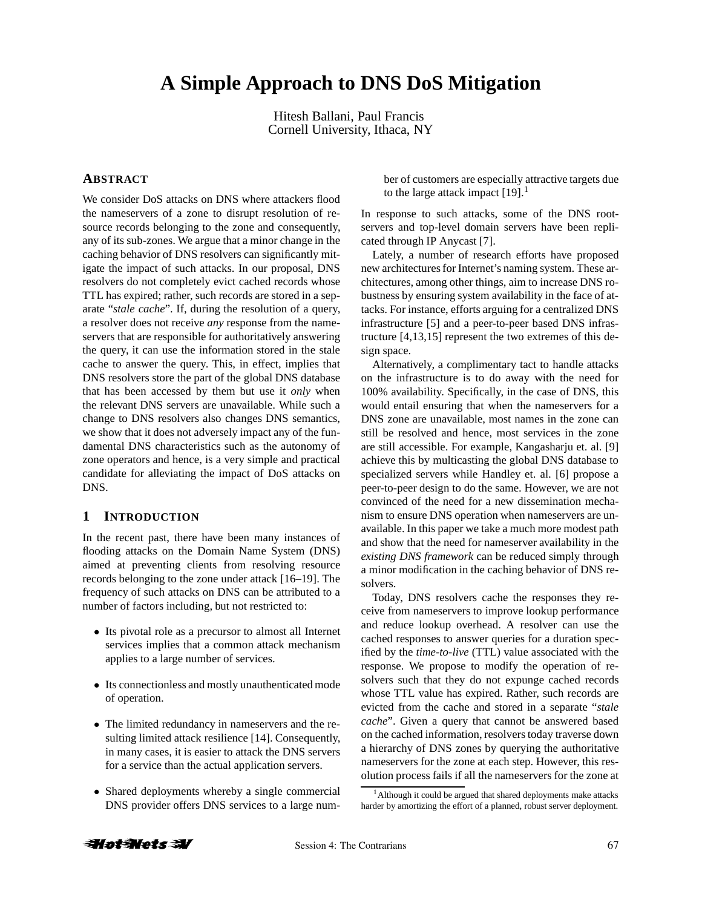# A Simple Approach to DNS DoS Mitigation

Hitesh Ballani, Paul Francis
Cornell University, Ithaca, NY

## Abstract

We consider DoS attacks on DNS where attackers flood the nameservers of a zone to disrupt resolution of resource records belonging to the zone and consequently, any of its sub-zones. We argue that a minor change in the caching behavior of DNS resolvers can significantly mitigate the impact of such attacks. In our proposal, DNS resolvers do not completely evict cached records whose TTL has expired; rather, such records are stored in a separate "*stale cache*". If, during the resolution of a query, a resolver does not receive *any* response from the nameservers that are responsible for authoritatively answering the query, it can use the information stored in the stale cache to answer the query. This, in effect, implies that DNS resolvers store the part of the global DNS database that has been accessed by them but use it *only* when the relevant DNS servers are unavailable. While such a change to DNS resolvers also changes DNS semantics, we show that it does not adversely impact any of the fundamental DNS characteristics such as the autonomy of zone operators and hence, is a very simple and practical candidate for alleviating the impact of DoS attacks on DNS.

## 1 Introduction

In the recent past, there have been many instances of flooding attacks on the Domain Name System (DNS) aimed at preventing clients from resolving resource records belonging to the zone under attack [16–19]. The frequency of such attacks on DNS can be attributed to a number of factors including, but not restricted to:

- Its pivotal role as a precursor to almost all Internet services implies that a common attack mechanism applies to a large number of services.
- Its connectionless and mostly unauthenticated mode of operation.
- The limited redundancy in nameservers and the resulting limited attack resilience [14]. Consequently, in many cases, it is easier to attack the DNS servers for a service than the actual application servers.
- Shared deployments whereby a single commercial DNS provider offers DNS services to a large number of customers are especially attractive targets due to the large attack impact [19].[1]

In response to such attacks, some of the DNS root-servers and top-level domain servers have been replicated through IP Anycast [7].

Lately, a number of research efforts have proposed new architectures for Internet's naming system. These architectures, among other things, aim to increase DNS robustness by ensuring system availability in the face of attacks. For instance, efforts arguing for a centralized DNS infrastructure [5] and a peer-to-peer based DNS infrastructure [4,13,15] represent the two extremes of this design space.

Alternatively, a complimentary tact to handle attacks on the infrastructure is to do away with the need for 100% availability. Specifically, in the case of DNS, this would entail ensuring that when the nameservers for a DNS zone are unavailable, most names in the zone can still be resolved and hence, most services in the zone are still accessible. For example, Kangasharju et. al. [9] achieve this by multicasting the global DNS database to specialized servers while Handley et. al. [6] propose a peer-to-peer design to do the same. However, we are not convinced of the need for a new dissemination mechanism to ensure DNS operation when nameservers are unavailable. In this paper we take a much more modest path and show that the need for nameserver availability in the *existing DNS framework* can be reduced simply through a minor modification in the caching behavior of DNS resolvers.

Today, DNS resolvers cache the responses they receive from nameservers to improve lookup performance and reduce lookup overhead. A resolver can use the cached responses to answer queries for a duration specified by the *time-to-live* (TTL) value associated with the response. We propose to modify the operation of resolvers such that they do not expunge cached records whose TTL value has expired. Rather, such records are evicted from the cache and stored in a separate "*stale cache*". Given a query that cannot be answered based on the cached information, resolvers today traverse down a hierarchy of DNS zones by querying the authoritative nameservers for the zone at each step. However, this resolution process fails if all the nameservers for the zone at

[1] Although it could be argued that shared deployments make attacks harder by amortizing the effort of a planned, robust server deployment.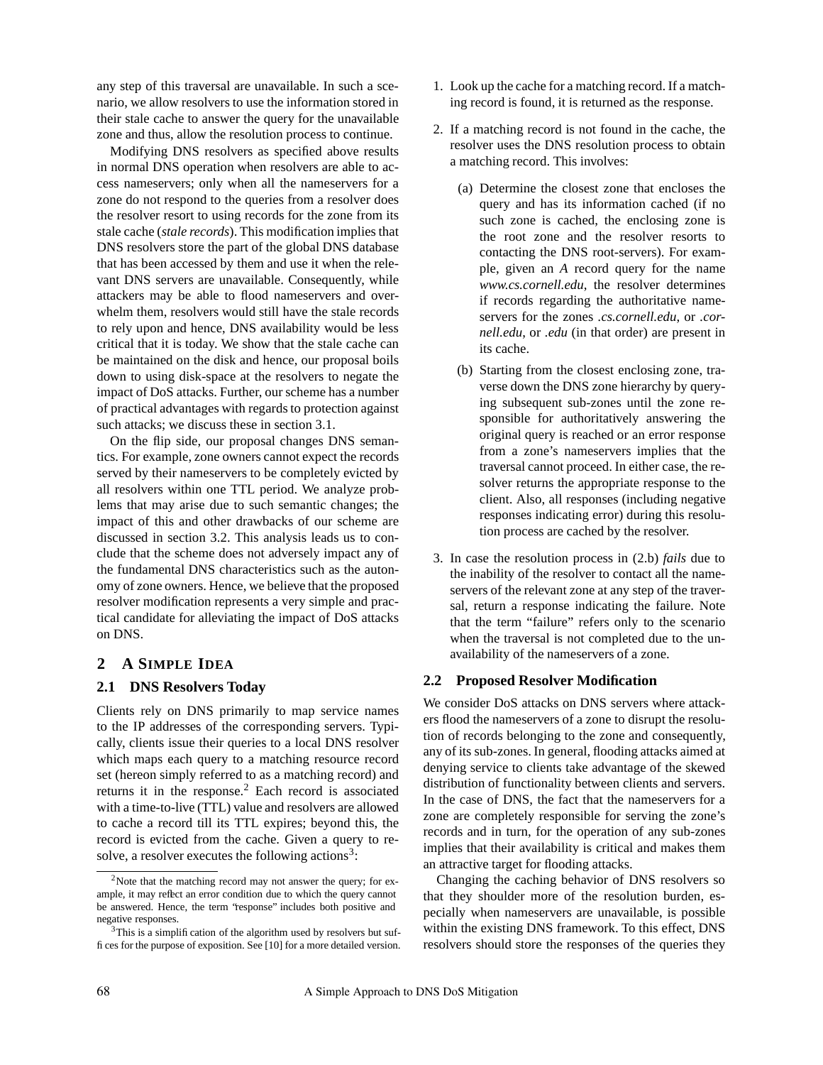any step of this traversal are unavailable. In such a scenario, we allow resolvers to use the information stored in their stale cache to answer the query for the unavailable zone and thus, allow the resolution process to continue.

Modifying DNS resolvers as specified above results in normal DNS operation when resolvers are able to access nameservers; only when all the nameservers for a zone do not respond to the queries from a resolver does the resolver resort to using records for the zone from its stale cache (*stale records*). This modification implies that DNS resolvers store the part of the global DNS database that has been accessed by them and use it when the relevant DNS servers are unavailable. Consequently, while attackers may be able to flood nameservers and overwhelm them, resolvers would still have the stale records to rely upon and hence, DNS availability would be less critical that it is today. We show that the stale cache can be maintained on the disk and hence, our proposal boils down to using disk-space at the resolvers to negate the impact of DoS attacks. Further, our scheme has a number of practical advantages with regards to protection against such attacks; we discuss these in section 3.1.

On the flip side, our proposal changes DNS semantics. For example, zone owners cannot expect the records served by their nameservers to be completely evicted by all resolvers within one TTL period. We analyze problems that may arise due to such semantic changes; the impact of this and other drawbacks of our scheme are discussed in section 3.2. This analysis leads us to conclude that the scheme does not adversely impact any of the fundamental DNS characteristics such as the autonomy of zone owners. Hence, we believe that the proposed resolver modification represents a very simple and practical candidate for alleviating the impact of DoS attacks on DNS.

## 2 A Simple Idea

### 2.1 DNS Resolvers Today

Clients rely on DNS primarily to map service names to the IP addresses of the corresponding servers. Typically, clients issue their queries to a local DNS resolver which maps each query to a matching resource record set (hereon simply referred to as a matching record) and returns it in the response.[2] Each record is associated with a time-to-live (TTL) value and resolvers are allowed to cache a record till its TTL expires; beyond this, the record is evicted from the cache. Given a query to resolve, a resolver executes the following actions[3]:

1. Look up the cache for a matching record. If a matching record is found, it is returned as the response.
2. If a matching record is not found in the cache, the resolver uses the DNS resolution process to obtain a matching record. This involves:
   (a) Determine the closest zone that encloses the query and has its information cached (if no such zone is cached, the enclosing zone is the root zone and the resolver resorts to contacting the DNS root-servers). For example, given an *A* record query for the name *www.cs.cornell.edu*, the resolver determines if records regarding the authoritative nameservers for the zones *.cs.cornell.edu*, *.cornell.edu*, or *.edu* (in that order) are present in its cache.
   (b) Starting from the closest enclosing zone, traverse down the DNS zone hierarchy by querying subsequent sub-zones until the zone responsible for authoritatively answering the original query is reached or an error response from a zone's nameservers implies that the traversal cannot proceed. In either case, the resolver returns the appropriate response to the client. Also, all responses (including negative responses indicating error) during this resolution process are cached by the resolver.
3. In case the resolution process in (2.b) *fails* due to the inability of the resolver to contact all the nameservers of the relevant zone at any step of the traversal, return a response indicating the failure. Note that the term "failure" refers only to the scenario when the traversal is not completed due to the unavailability of the nameservers of a zone.

### 2.2 Proposed Resolver Modification

We consider DoS attacks on DNS servers where attackers flood the nameservers of a zone to disrupt the resolution of records belonging to the zone and consequently, any of its sub-zones. In general, flooding attacks aimed at denying service to clients take advantage of the skewed distribution of functionality between clients and servers. In the case of DNS, the fact that the nameservers for a zone are completely responsible for serving the zone's records and in turn, for the operation of any sub-zones implies that their availability is critical and makes them an attractive target for flooding attacks.

Changing the caching behavior of DNS resolvers so that they shoulder more of the resolution burden, especially when nameservers are unavailable, is possible within the existing DNS framework. To this effect, DNS resolvers should store the responses of the queries they

[2] Note that the matching record may not answer the query; for example, it may reflect an error condition due to which the query cannot be answered. Hence, the term "response" includes both positive and negative responses.

[3] This is a simplification of the algorithm used by resolvers but suffices for the purpose of exposition. See [10] for a more detailed version.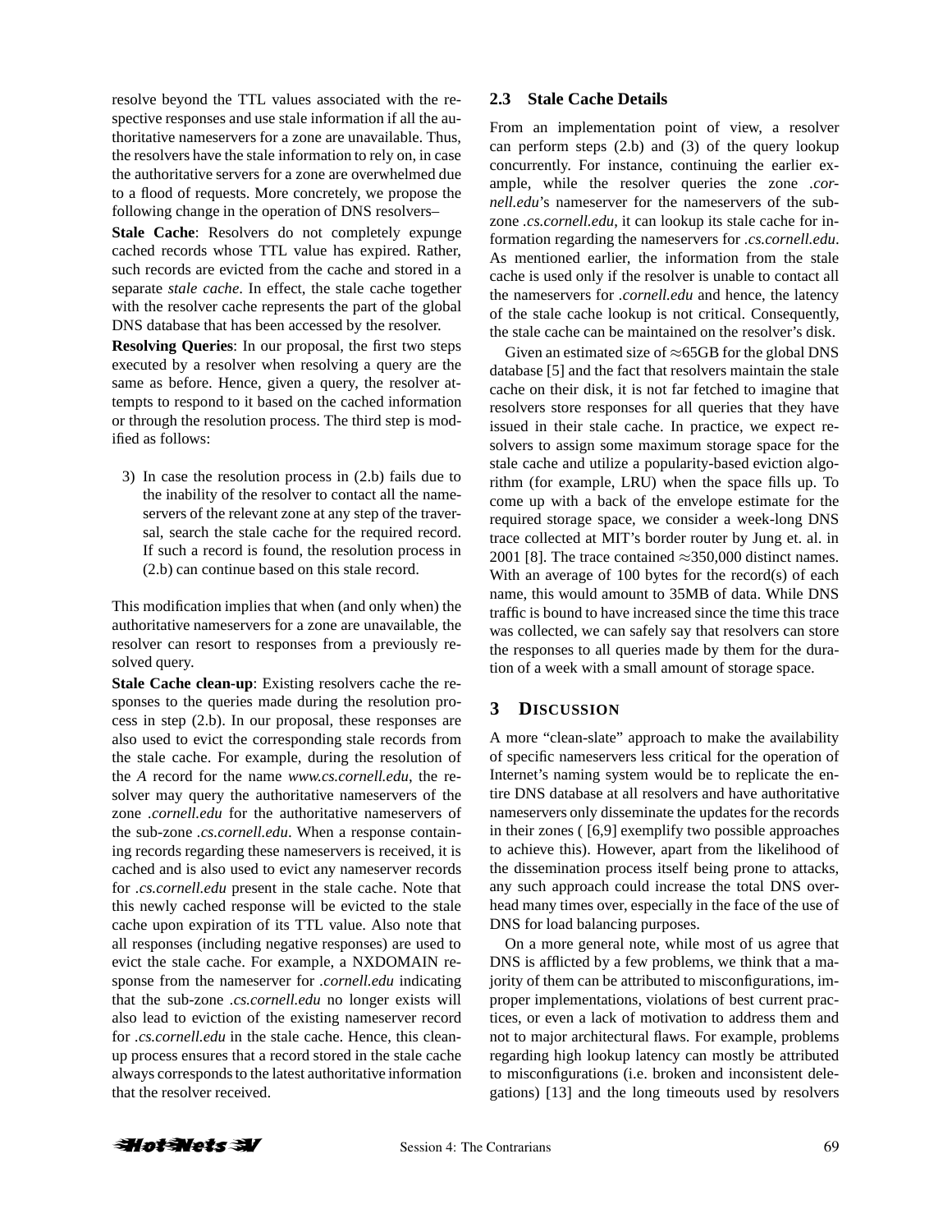resolve beyond the TTL values associated with the respective responses and use stale information if all the authoritative nameservers for a zone are unavailable. Thus, the resolvers have the stale information to rely on, in case the authoritative servers for a zone are overwhelmed due to a flood of requests. More concretely, we propose the following change in the operation of DNS resolvers–

**Stale Cache**: Resolvers do not completely expunge cached records whose TTL value has expired. Rather, such records are evicted from the cache and stored in a separate *stale cache*. In effect, the stale cache together with the resolver cache represents the part of the global DNS database that has been accessed by the resolver.

**Resolving Queries**: In our proposal, the first two steps executed by a resolver when resolving a query are the same as before. Hence, given a query, the resolver attempts to respond to it based on the cached information or through the resolution process. The third step is modified as follows:

3) In case the resolution process in (2.b) fails due to the inability of the resolver to contact all the nameservers of the relevant zone at any step of the traversal, search the stale cache for the required record. If such a record is found, the resolution process in (2.b) can continue based on this stale record.

This modification implies that when (and only when) the authoritative nameservers for a zone are unavailable, the resolver can resort to responses from a previously resolved query.

**Stale Cache clean-up**: Existing resolvers cache the responses to the queries made during the resolution process in step (2.b). In our proposal, these responses are also used to evict the corresponding stale records from the stale cache. For example, during the resolution of the *A* record for the name *www.cs.cornell.edu*, the resolver may query the authoritative nameservers of the zone *.cornell.edu* for the authoritative nameservers of the sub-zone *.cs.cornell.edu*. When a response containing records regarding these nameservers is received, it is cached and is also used to evict any nameserver records for *.cs.cornell.edu* present in the stale cache. Note that this newly cached response will be evicted to the stale cache upon expiration of its TTL value. Also note that all responses (including negative responses) are used to evict the stale cache. For example, a NXDOMAIN response from the nameserver for *.cornell.edu* indicating that the sub-zone *.cs.cornell.edu* no longer exists will also lead to eviction of the existing nameserver record for *.cs.cornell.edu* in the stale cache. Hence, this clean-up process ensures that a record stored in the stale cache always corresponds to the latest authoritative information that the resolver received.

### 2.3 Stale Cache Details

From an implementation point of view, a resolver can perform steps (2.b) and (3) of the query lookup concurrently. For instance, continuing the earlier example, while the resolver queries the zone *.cornell.edu*'s nameserver for the nameservers of the sub-zone *.cs.cornell.edu*, it can lookup its stale cache for information regarding the nameservers for *.cs.cornell.edu*. As mentioned earlier, the information from the stale cache is used only if the resolver is unable to contact all the nameservers for *.cornell.edu* and hence, the latency of the stale cache lookup is not critical. Consequently, the stale cache can be maintained on the resolver's disk.

Given an estimated size of $\approx$65GB for the global DNS database [5] and the fact that resolvers maintain the stale cache on their disk, it is not far fetched to imagine that resolvers store responses for all queries that they have issued in their stale cache. In practice, we expect resolvers to assign some maximum storage space for the stale cache and utilize a popularity-based eviction algorithm (for example, LRU) when the space fills up. To come up with a back of the envelope estimate for the required storage space, we consider a week-long DNS trace collected at MIT's border router by Jung et. al. in 2001 [8]. The trace contained $\approx$350,000 distinct names. With an average of 100 bytes for the record(s) of each name, this would amount to 35MB of data. While DNS traffic is bound to have increased since the time this trace was collected, we can safely say that resolvers can store the responses to all queries made by them for the duration of a week with a small amount of storage space.

## 3 Discussion

A more "clean-slate" approach to make the availability of specific nameservers less critical for the operation of Internet's naming system would be to replicate the entire DNS database at all resolvers and have authoritative nameservers only disseminate the updates for the records in their zones ( [6,9] exemplify two possible approaches to achieve this). However, apart from the likelihood of the dissemination process itself being prone to attacks, any such approach could increase the total DNS overhead many times over, especially in the face of the use of DNS for load balancing purposes.

On a more general note, while most of us agree that DNS is afflicted by a few problems, we think that a majority of them can be attributed to misconfigurations, improper implementations, violations of best current practices, or even a lack of motivation to address them and not to major architectural flaws. For example, problems regarding high lookup latency can mostly be attributed to misconfigurations (i.e. broken and inconsistent delegations) [13] and the long timeouts used by resolvers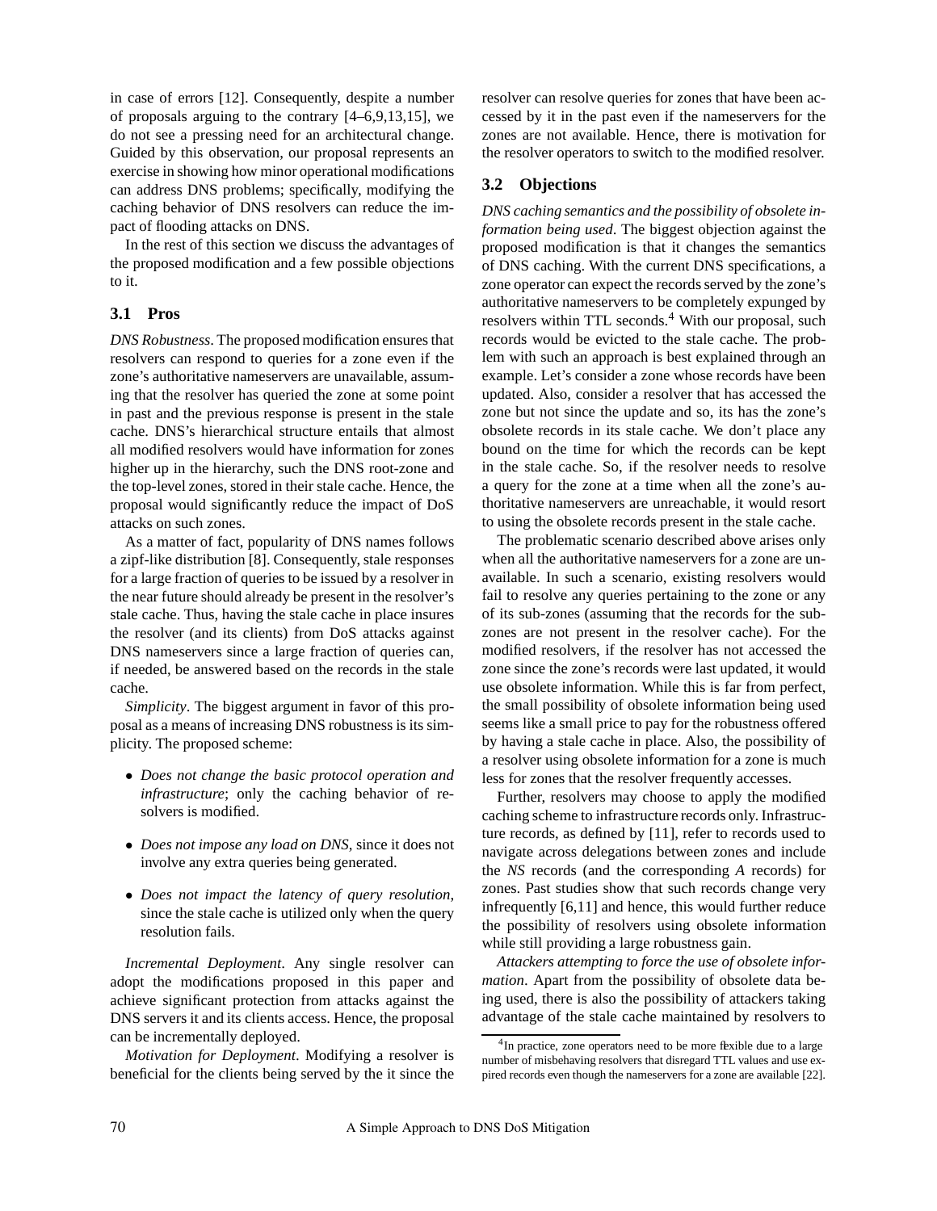in case of errors [12]. Consequently, despite a number of proposals arguing to the contrary [4–6,9,13,15], we do not see a pressing need for an architectural change. Guided by this observation, our proposal represents an exercise in showing how minor operational modifications can address DNS problems; specifically, modifying the caching behavior of DNS resolvers can reduce the impact of flooding attacks on DNS.

In the rest of this section we discuss the advantages of the proposed modification and a few possible objections to it.

### 3.1 Pros

*DNS Robustness*. The proposed modification ensures that resolvers can respond to queries for a zone even if the zone's authoritative nameservers are unavailable, assuming that the resolver has queried the zone at some point in past and the previous response is present in the stale cache. DNS's hierarchical structure entails that almost all modified resolvers would have information for zones higher up in the hierarchy, such the DNS root-zone and the top-level zones, stored in their stale cache. Hence, the proposal would significantly reduce the impact of DoS attacks on such zones.

As a matter of fact, popularity of DNS names follows a zipf-like distribution [8]. Consequently, stale responses for a large fraction of queries to be issued by a resolver in the near future should already be present in the resolver's stale cache. Thus, having the stale cache in place insures the resolver (and its clients) from DoS attacks against DNS nameservers since a large fraction of queries can, if needed, be answered based on the records in the stale cache.

*Simplicity*. The biggest argument in favor of this proposal as a means of increasing DNS robustness is its simplicity. The proposed scheme:

- *Does not change the basic protocol operation and infrastructure*; only the caching behavior of resolvers is modified.
- *Does not impose any load on DNS*, since it does not involve any extra queries being generated.
- *Does not impact the latency of query resolution*, since the stale cache is utilized only when the query resolution fails.

*Incremental Deployment*. Any single resolver can adopt the modifications proposed in this paper and achieve significant protection from attacks against the DNS servers it and its clients access. Hence, the proposal can be incrementally deployed.

*Motivation for Deployment*. Modifying a resolver is beneficial for the clients being served by the it since the resolver can resolve queries for zones that have been accessed by it in the past even if the nameservers for the zones are not available. Hence, there is motivation for the resolver operators to switch to the modified resolver.

### 3.2 Objections

*DNS caching semantics and the possibility of obsolete information being used*. The biggest objection against the proposed modification is that it changes the semantics of DNS caching. With the current DNS specifications, a zone operator can expect the records served by the zone's authoritative nameservers to be completely expunged by resolvers within TTL seconds.[4] With our proposal, such records would be evicted to the stale cache. The problem with such an approach is best explained through an example. Let's consider a zone whose records have been updated. Also, consider a resolver that has accessed the zone but not since the update and so, its has the zone's obsolete records in its stale cache. We don't place any bound on the time for which the records can be kept in the stale cache. So, if the resolver needs to resolve a query for the zone at a time when all the zone's authoritative nameservers are unreachable, it would resort to using the obsolete records present in the stale cache.

The problematic scenario described above arises only when all the authoritative nameservers for a zone are unavailable. In such a scenario, existing resolvers would fail to resolve any queries pertaining to the zone or any of its sub-zones (assuming that the records for the sub-zones are not present in the resolver cache). For the modified resolvers, if the resolver has not accessed the zone since the zone's records were last updated, it would use obsolete information. While this is far from perfect, the small possibility of obsolete information being used seems like a small price to pay for the robustness offered by having a stale cache in place. Also, the possibility of a resolver using obsolete information for a zone is much less for zones that the resolver frequently accesses.

Further, resolvers may choose to apply the modified caching scheme to infrastructure records only. Infrastructure records, as defined by [11], refer to records used to navigate across delegations between zones and include the *NS* records (and the corresponding *A* records) for zones. Past studies show that such records change very infrequently [6,11] and hence, this would further reduce the possibility of resolvers using obsolete information while still providing a large robustness gain.

*Attackers attempting to force the use of obsolete information*. Apart from the possibility of obsolete data being used, there is also the possibility of attackers taking advantage of the stale cache maintained by resolvers to

[4] In practice, zone operators need to be more flexible due to a large number of misbehaving resolvers that disregard TTL values and use expired records even though the nameservers for a zone are available [22].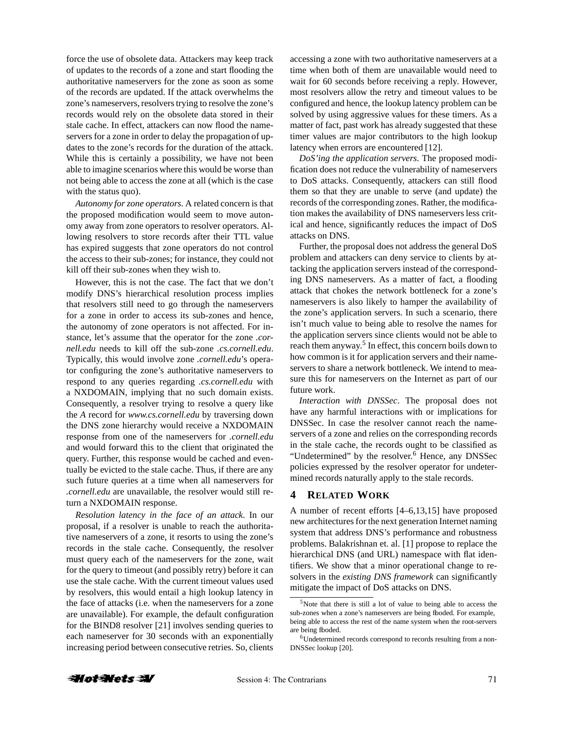force the use of obsolete data. Attackers may keep track of updates to the records of a zone and start flooding the authoritative nameservers for the zone as soon as some of the records are updated. If the attack overwhelms the zone's nameservers, resolvers trying to resolve the zone's records would rely on the obsolete data stored in their stale cache. In effect, attackers can now flood the nameservers for a zone in order to delay the propagation of updates to the zone's records for the duration of the attack. While this is certainly a possibility, we have not been able to imagine scenarios where this would be worse than not being able to access the zone at all (which is the case with the status quo).

*Autonomy for zone operators*. A related concern is that the proposed modification would seem to move autonomy away from zone operators to resolver operators. Allowing resolvers to store records after their TTL value has expired suggests that zone operators do not control the access to their sub-zones; for instance, they could not kill off their sub-zones when they wish to.

However, this is not the case. The fact that we don't modify DNS's hierarchical resolution process implies that resolvers still need to go through the nameservers for a zone in order to access its sub-zones and hence, the autonomy of zone operators is not affected. For instance, let's assume that the operator for the zone *.cornell.edu* needs to kill off the sub-zone *.cs.cornell.edu*. Typically, this would involve zone *.cornell.edu*'s operator configuring the zone's authoritative nameservers to respond to any queries regarding *.cs.cornell.edu* with a NXDOMAIN, implying that no such domain exists. Consequently, a resolver trying to resolve a query like the *A* record for *www.cs.cornell.edu* by traversing down the DNS zone hierarchy would receive a NXDOMAIN response from one of the nameservers for *.cornell.edu* and would forward this to the client that originated the query. Further, this response would be cached and eventually be evicted to the stale cache. Thus, if there are any such future queries at a time when all nameservers for *.cornell.edu* are unavailable, the resolver would still return a NXDOMAIN response.

*Resolution latency in the face of an attack*. In our proposal, if a resolver is unable to reach the authoritative nameservers of a zone, it resorts to using the zone's records in the stale cache. Consequently, the resolver must query each of the nameservers for the zone, wait for the query to timeout (and possibly retry) before it can use the stale cache. With the current timeout values used by resolvers, this would entail a high lookup latency in the face of attacks (i.e. when the nameservers for a zone are unavailable). For example, the default configuration for the BIND8 resolver [21] involves sending queries to each nameserver for 30 seconds with an exponentially increasing period between consecutive retries. So, clients accessing a zone with two authoritative nameservers at a time when both of them are unavailable would need to wait for 60 seconds before receiving a reply. However, most resolvers allow the retry and timeout values to be configured and hence, the lookup latency problem can be solved by using aggressive values for these timers. As a matter of fact, past work has already suggested that these timer values are major contributors to the high lookup latency when errors are encountered [12].

*DoS'ing the application servers*. The proposed modification does not reduce the vulnerability of nameservers to DoS attacks. Consequently, attackers can still flood them so that they are unable to serve (and update) the records of the corresponding zones. Rather, the modification makes the availability of DNS nameservers less critical and hence, significantly reduces the impact of DoS attacks on DNS.

Further, the proposal does not address the general DoS problem and attackers can deny service to clients by attacking the application servers instead of the corresponding DNS nameservers. As a matter of fact, a flooding attack that chokes the network bottleneck for a zone's nameservers is also likely to hamper the availability of the zone's application servers. In such a scenario, there isn't much value to being able to resolve the names for the application servers since clients would not be able to reach them anyway.[5] In effect, this concern boils down to how common is it for application servers and their nameservers to share a network bottleneck. We intend to measure this for nameservers on the Internet as part of our future work.

*Interaction with DNSSec*. The proposal does not have any harmful interactions with or implications for DNSSec. In case the resolver cannot reach the nameservers of a zone and relies on the corresponding records in the stale cache, the records ought to be classified as "Undetermined" by the resolver.[6] Hence, any DNSSec policies expressed by the resolver operator for undetermined records naturally apply to the stale records.

## 4 Related Work

A number of recent efforts [4–6,13,15] have proposed new architectures for the next generation Internet naming system that address DNS's performance and robustness problems. Balakrishnan et. al. [1] propose to replace the hierarchical DNS (and URL) namespace with flat identifiers. We show that a minor operational change to resolvers in the *existing DNS framework* can significantly mitigate the impact of DoS attacks on DNS.

[5] Note that there is still a lot of value to being able to access the sub-zones when a zone's nameservers are being flooded. For example, being able to access the rest of the name system when the root-servers are being flooded.

[6] Undetermined records correspond to records resulting from a non-DNSSec lookup [20].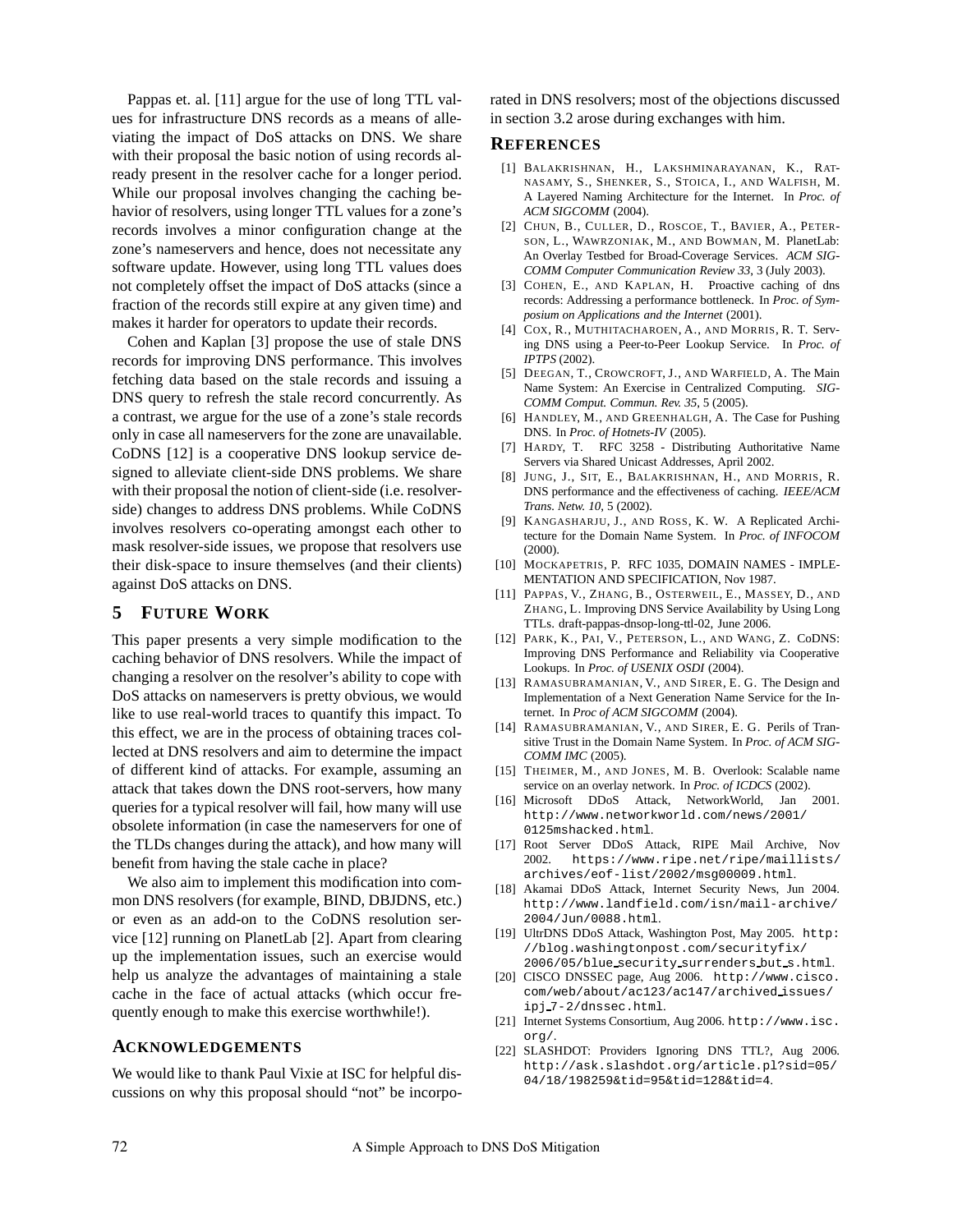Pappas et. al. [11] argue for the use of long TTL values for infrastructure DNS records as a means of alleviating the impact of DoS attacks on DNS. We share with their proposal the basic notion of using records already present in the resolver cache for a longer period. While our proposal involves changing the caching behavior of resolvers, using longer TTL values for a zone's records involves a minor configuration change at the zone's nameservers and hence, does not necessitate any software update. However, using long TTL values does not completely offset the impact of DoS attacks (since a fraction of the records still expire at any given time) and makes it harder for operators to update their records.

Cohen and Kaplan [3] propose the use of stale DNS records for improving DNS performance. This involves fetching data based on the stale records and issuing a DNS query to refresh the stale record concurrently. As a contrast, we argue for the use of a zone's stale records only in case all nameservers for the zone are unavailable. CoDNS [12] is a cooperative DNS lookup service designed to alleviate client-side DNS problems. We share with their proposal the notion of client-side (i.e. resolver-side) changes to address DNS problems. While CoDNS involves resolvers co-operating amongst each other to mask resolver-side issues, we propose that resolvers use their disk-space to insure themselves (and their clients) against DoS attacks on DNS.

## 5 Future Work

This paper presents a very simple modification to the caching behavior of DNS resolvers. While the impact of changing a resolver on the resolver's ability to cope with DoS attacks on nameservers is pretty obvious, we would like to use real-world traces to quantify this impact. To this effect, we are in the process of obtaining traces collected at DNS resolvers and aim to determine the impact of different kind of attacks. For example, assuming an attack that takes down the DNS root-servers, how many queries for a typical resolver will fail, how many will use obsolete information (in case the nameservers for one of the TLDs changes during the attack), and how many will benefit from having the stale cache in place?

We also aim to implement this modification into common DNS resolvers (for example, BIND, DBJDNS, etc.) or even as an add-on to the CoDNS resolution service [12] running on PlanetLab [2]. Apart from clearing up the implementation issues, such an exercise would help us analyze the advantages of maintaining a stale cache in the face of actual attacks (which occur frequently enough to make this exercise worthwhile!).

## Acknowledgements

We would like to thank Paul Vixie at ISC for helpful discussions on why this proposal should "not" be incorporated in DNS resolvers; most of the objections discussed in section 3.2 arose during exchanges with him.

## References

[1] Balakrishnan, H., Lakshminarayanan, K., Ratnasamy, S., Shenker, S., Stoica, I., and Walfish, M. A Layered Naming Architecture for the Internet. In *Proc. of ACM SIGCOMM* (2004).

[2] Chun, B., Culler, D., Roscoe, T., Bavier, A., Peterson, L., Wawrzoniak, M., and Bowman, M. PlanetLab: An Overlay Testbed for Broad-Coverage Services. *ACM SIGCOMM Computer Communication Review 33*, 3 (July 2003).

[3] Cohen, E., and Kaplan, H. Proactive caching of dns records: Addressing a performance bottleneck. In *Proc. of Symposium on Applications and the Internet* (2001).

[4] Cox, R., Muthitacharoen, A., and Morris, R. T. Serving DNS using a Peer-to-Peer Lookup Service. In *Proc. of IPTPS* (2002).

[5] Deegan, T., Crowcroft, J., and Warfield, A. The Main Name System: An Exercise in Centralized Computing. *SIGCOMM Comput. Commun. Rev. 35*, 5 (2005).

[6] Handley, M., and Greenhalgh, A. The Case for Pushing DNS. In *Proc. of Hotnets-IV* (2005).

[7] Hardy, T. RFC 3258 - Distributing Authoritative Name Servers via Shared Unicast Addresses, April 2002.

[8] Jung, J., Sit, E., Balakrishnan, H., and Morris, R. DNS performance and the effectiveness of caching. *IEEE/ACM Trans. Netw. 10*, 5 (2002).

[9] Kangasharju, J., and Ross, K. W. A Replicated Architecture for the Domain Name System. In *Proc. of INFOCOM* (2000).

[10] Mockapetris, P. RFC 1035, DOMAIN NAMES - IMPLEMENTATION AND SPECIFICATION, Nov 1987.

[11] Pappas, V., Zhang, B., Osterweil, E., Massey, D., and Zhang, L. Improving DNS Service Availability by Using Long TTLs. draft-pappas-dnsop-long-ttl-02, June 2006.

[12] Park, K., Pai, V., Peterson, L., and Wang, Z. CoDNS: Improving DNS Performance and Reliability via Cooperative Lookups. In *Proc. of USENIX OSDI* (2004).

[13] Ramasubramanian, V., and Sirer, E. G. The Design and Implementation of a Next Generation Name Service for the Internet. In *Proc of ACM SIGCOMM* (2004).

[14] Ramasubramanian, V., and Sirer, E. G. Perils of Transitive Trust in the Domain Name System. In *Proc. of ACM SIGCOMM IMC* (2005).

[15] Theimer, M., and Jones, M. B. Overlook: Scalable name service on an overlay network. In *Proc. of ICDCS* (2002).

[16] Microsoft DDoS Attack, NetworkWorld, Jan 2001. `http://www.networkworld.com/news/2001/0125mshacked.html`.

[17] Root Server DDoS Attack, RIPE Mail Archive, Nov 2002. `https://www.ripe.net/ripe/maillists/archives/eof-list/2002/msg00009.html`.

[18] Akamai DDoS Attack, Internet Security News, Jun 2004. `http://www.landfield.com/isn/mail-archive/2004/Jun/0088.html`.

[19] UltrDNS DDoS Attack, Washington Post, May 2005. `http://blog.washingtonpost.com/securityfix/2006/05/blue_security_surrenders_but_s.html`.

[20] CISCO DNSSEC page, Aug 2006. `http://www.cisco.com/web/about/ac123/ac147/archived_issues/ipj_7-2/dnssec.html`.

[21] Internet Systems Consortium, Aug 2006. `http://www.isc.org/`.

[22] SLASHDOT: Providers Ignoring DNS TTL?, Aug 2006. `http://ask.slashdot.org/article.pl?sid=05/04/18/198259&tid=95&tid=128&tid=4`.